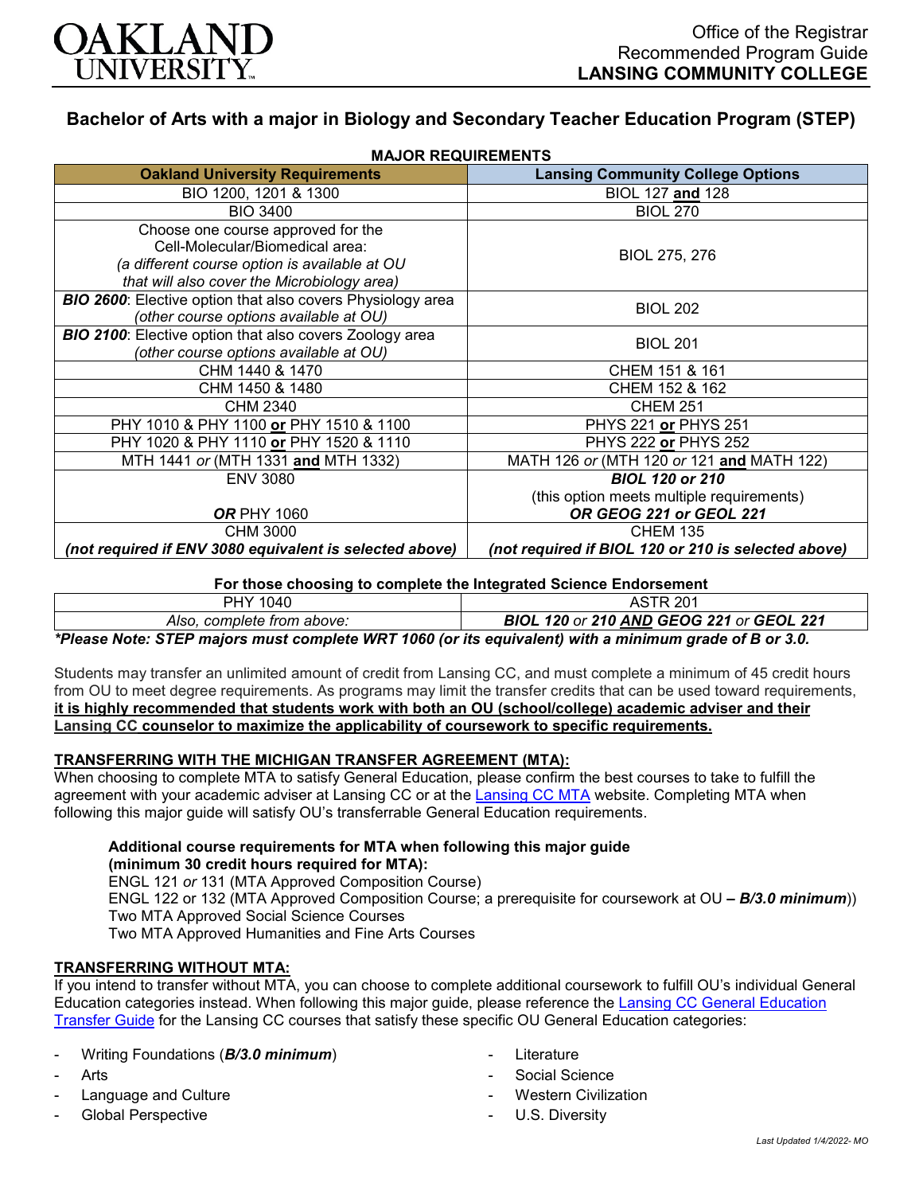# OAKLAND UNIVERSITY

Office of the Registrar
Recommended Program Guide
**LANSING COMMUNITY COLLEGE**

## Bachelor of Arts with a major in Biology and Secondary Teacher Education Program (STEP)

**MAJOR REQUIREMENTS**

| Oakland University Requirements | Lansing Community College Options |
|---|---|
| BIO 1200, 1201 & 1300 | BIOL 127 **and** 128 |
| BIO 3400 | BIOL 270 |
| Choose one course approved for the Cell-Molecular/Biomedical area: *(a different course option is available at OU that will also cover the Microbiology area)* | BIOL 275, 276 |
| ***BIO 2600***: Elective option that also covers Physiology area *(other course options available at OU)* | BIOL 202 |
| ***BIO 2100***: Elective option that also covers Zoology area *(other course options available at OU)* | BIOL 201 |
| CHM 1440 & 1470 | CHEM 151 & 161 |
| CHM 1450 & 1480 | CHEM 152 & 162 |
| CHM 2340 | CHEM 251 |
| PHY 1010 & PHY 1100 **or** PHY 1510 & 1100 | PHYS 221 **or** PHYS 251 |
| PHY 1020 & PHY 1110 **or** PHY 1520 & 1110 | PHYS 222 **or** PHYS 252 |
| MTH 1441 *or* (MTH 1331 **and** MTH 1332) | MATH 126 *or* (MTH 120 *or* 121 **and** MATH 122) |
| ENV 3080 ***OR*** PHY 1060 | ***BIOL 120 or 210*** (this option meets multiple requirements) ***OR GEOG 221 or GEOL 221*** |
| CHM 3000 ***(not required if ENV 3080 equivalent is selected above)*** | CHEM 135 ***(not required if BIOL 120 or 210 is selected above)*** |

**For those choosing to complete the Integrated Science Endorsement**

| | |
|---|---|
| PHY 1040 | ASTR 201 |
| *Also, complete from above:* | ***BIOL 120** or **210 AND GEOG 221** or **GEOL 221*** |

***Please Note: STEP majors must complete WRT 1060 (or its equivalent) with a minimum grade of B or 3.0.***

Students may transfer an unlimited amount of credit from Lansing CC, and must complete a minimum of 45 credit hours from OU to meet degree requirements. As programs may limit the transfer credits that can be used toward requirements, **it is highly recommended that students work with both an OU (school/college) academic adviser and their Lansing CC counselor to maximize the applicability of coursework to specific requirements.**

### TRANSFERRING WITH THE MICHIGAN TRANSFER AGREEMENT (MTA):

When choosing to complete MTA to satisfy General Education, please confirm the best courses to take to fulfill the agreement with your academic adviser at Lansing CC or at the Lansing CC MTA website. Completing MTA when following this major guide will satisfy OU's transferrable General Education requirements.

**Additional course requirements for MTA when following this major guide (minimum 30 credit hours required for MTA):**
ENGL 121 *or* 131 (MTA Approved Composition Course)
ENGL 122 or 132 (MTA Approved Composition Course; a prerequisite for coursework at OU **– *B/3.0 minimum***))
Two MTA Approved Social Science Courses
Two MTA Approved Humanities and Fine Arts Courses

### TRANSFERRING WITHOUT MTA:

If you intend to transfer without MTA, you can choose to complete additional coursework to fulfill OU's individual General Education categories instead. When following this major guide, please reference the Lansing CC General Education Transfer Guide for the Lansing CC courses that satisfy these specific OU General Education categories:

- Writing Foundations (***B/3.0 minimum***)
- Arts
- Language and Culture
- Global Perspective
- Literature
- Social Science
- Western Civilization
- U.S. Diversity

*Last Updated 1/4/2022- MO*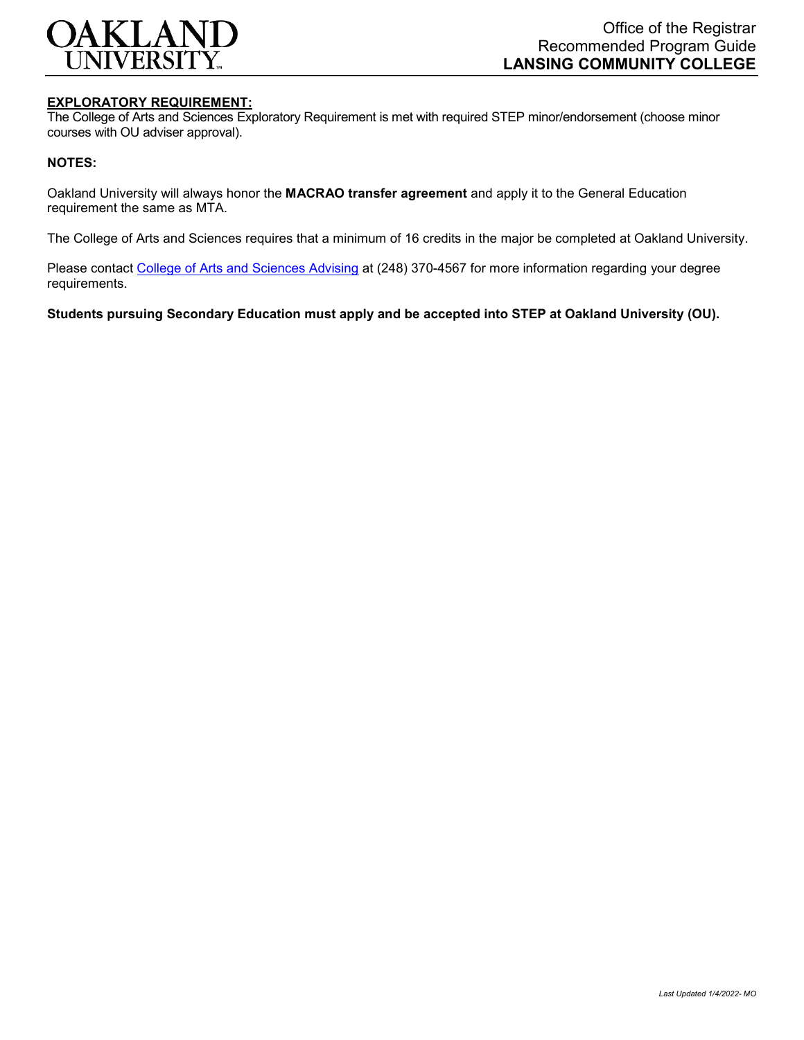**EXPLORATORY REQUIREMENT:**

The College of Arts and Sciences Exploratory Requirement is met with required STEP minor/endorsement (choose minor courses with OU adviser approval).

**NOTES:**

Oakland University will always honor the **MACRAO transfer agreement** and apply it to the General Education requirement the same as MTA.

The College of Arts and Sciences requires that a minimum of 16 credits in the major be completed at Oakland University.

Please contact College of Arts and Sciences Advising at (248) 370-4567 for more information regarding your degree requirements.

**Students pursuing Secondary Education must apply and be accepted into STEP at Oakland University (OU).**

*Last Updated 1/4/2022- MO*